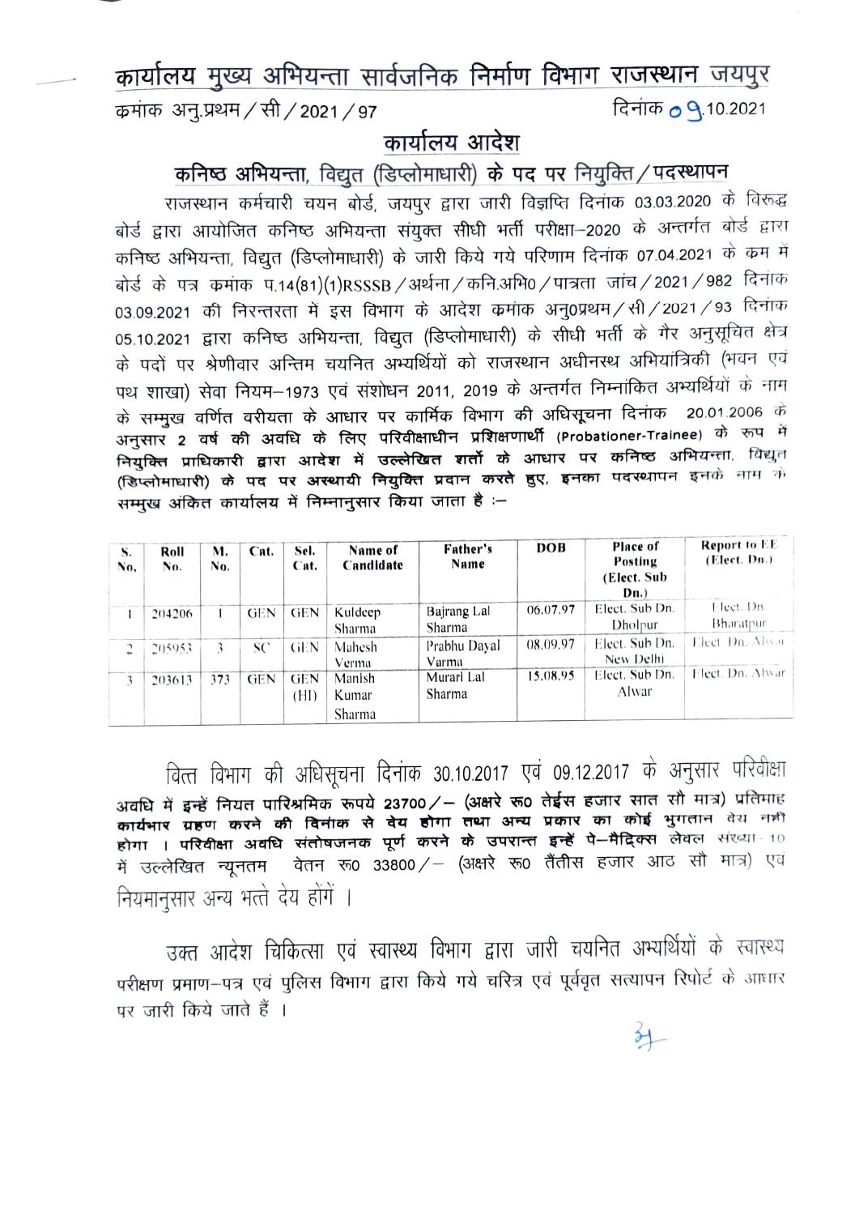# कार्यालय मुख्य अभियन्ता सार्वजनिक निर्माण विभाग राजस्थान जयपुर

क्रमांक अनु.प्रथम / सी / 2021 / 97 दिनांक 09.10.2021

## कार्यालय आदेश

### कनिष्ठ अभियन्ता, विद्युत (डिप्लोमाधारी) के पद पर नियुक्ति / पदस्थापन

राजस्थान कर्मचारी चयन बोर्ड, जयपुर द्वारा जारी विज्ञप्ति दिनांक 03.03.2020 के विरूद्ध बोर्ड द्वारा आयोजित कनिष्ठ अभियन्ता संयुक्त सीधी भर्ती परीक्षा–2020 के अन्तर्गत बोर्ड द्वारा कनिष्ठ अभियन्ता, विद्युत (डिप्लोमाधारी) के जारी किये गये परिणाम दिनांक 07.04.2021 के क्रम में बोर्ड के पत्र क्रमांक प.14(81)(1)RSSSB / अर्थना / कनि.अभि0 / पात्रता जांच / 2021 / 982 दिनांक 03.09.2021 की निरन्तरता में इस विभाग के आदेश क्रमांक अनु0प्रथम / सी / 2021 / 93 दिनांक 05.10.2021 द्वारा कनिष्ठ अभियन्ता, विद्युत (डिप्लोमाधारी) के सीधी भर्ती के गैर अनुसूचित क्षेत्र के पदों पर श्रेणीवार अन्तिम चयनित अभ्यर्थियों को राजस्थान अधीनस्थ अभियांत्रिकी (भवन एवं पथ शाखा) सेवा नियम–1973 एवं संशोधन 2011, 2019 के अन्तर्गत निम्नांकित अभ्यर्थियों के नाम के सम्मुख वर्णित वरीयता के आधार पर कार्मिक विभाग की अधिसूचना दिनांक 20.01.2006 के अनुसार 2 वर्ष की अवधि के लिए परिवीक्षाधीन प्रशिक्षणार्थी (Probationer-Trainee) के रूप में **नियुक्ति प्राधिकारी द्वारा आदेश में उल्लेखित शर्तों के आधार पर कनिष्ठ अभियन्ता, विद्युत (डिप्लोमाधारी) के पद पर अस्थायी नियुक्ति प्रदान करते हुए, इनका पदस्थापन इनके नाम के सम्मुख अंकित कार्यालय में निम्नानुसार किया जाता है :–**

| S. No. | Roll No. | M. No. | Cat. | Sel. Cat. | Name of Candidate | Father's Name | DOB | Place of Posting (Elect. Sub Dn.) | Report to EE (Elect. Dn.) |
|---|---|---|---|---|---|---|---|---|---|
| 1 | 204206 | 1 | GEN | GEN | Kuldeep Sharma | Bajrang Lal Sharma | 06.07.97 | Elect. Sub Dn. Dholpur | Elect. Dn. Bharatpur |
| 2 | 205953 | 3 | SC | GEN | Mahesh Verma | Prabhu Dayal Varma | 08.09.97 | Elect. Sub Dn. New Delhi | Elect. Dn. Alwar |
| 3 | 203613 | 373 | GEN | GEN (HI) | Manish Kumar Sharma | Murari Lal Sharma | 15.08.95 | Elect. Sub Dn. Alwar | Elect. Dn. Alwar |

वित्त विभाग की अधिसूचना दिनांक 30.10.2017 एवं 09.12.2017 के अनुसार परिवीक्षा **अवधि में इन्हें नियत पारिश्रमिक रूपये 23700 / – (अक्षरे रू0 तेईस हजार सात सौ मात्र) प्रतिमाह कार्यभार ग्रहण करने की दिनांक से देय होगा तथा अन्य प्रकार का कोई भुगतान देय नहीं होगा । परिवीक्षा अवधि संतोषजनक पूर्ण करने के उपरान्त इन्हें पे–मैट्रिक्स** लेवल संख्या–10 में उल्लेखित न्यूनतम वेतन रू0 33800 / – (अक्षरे रू0 तैंतीस हजार आठ सौ मात्र) एवं नियमानुसार अन्य भत्ते देय होंगें ।

उक्त आदेश चिकित्सा एवं स्वास्थ्य विभाग द्वारा जारी चयनित अभ्यर्थियों के स्वास्थ्य परीक्षण प्रमाण–पत्र एवं पुलिस विभाग द्वारा किये गये चरित्र एवं पूर्ववृत सत्यापन रिपोर्ट के आधार पर जारी किये जाते हैं ।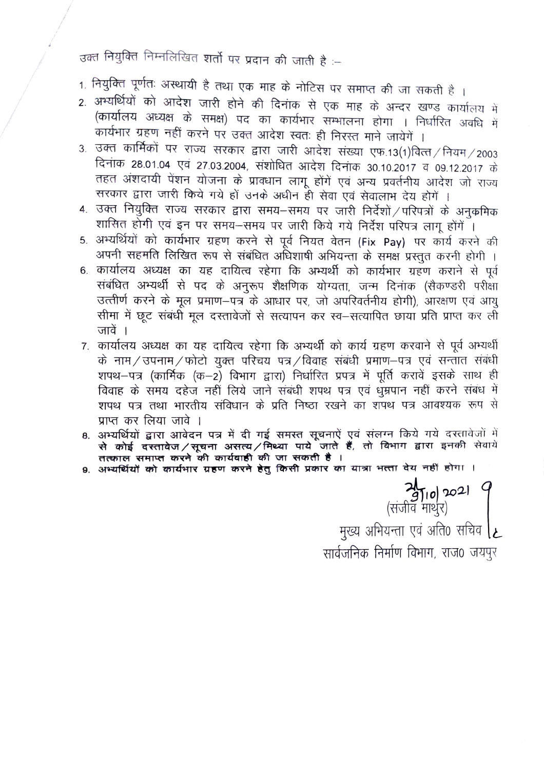उक्त नियुक्ति निम्नलिखित शर्तो पर प्रदान की जाती है :–

1. नियुक्ति पूर्णतः अस्थायी है तथा एक माह के नोटिस पर समाप्त की जा सकती है ।
2. अभ्यर्थियों को आदेश जारी होने की दिनांक से एक माह के अन्दर खण्ड कार्यालय में (कार्यालय अध्यक्ष के समक्ष) पद का कार्यभार सम्भालना होगा । निर्धारित अवधि में कार्यभार ग्रहण नहीं करने पर उक्त आदेश स्वतः ही निरस्त माने जायेगें ।
3. उक्त कार्मिकों पर राज्य सरकार द्वारा जारी आदेश संख्या एफ.13(1)वित्त / नियम / 2003 दिनांक 28.01.04 एवं 27.03.2004, संशोधित आदेश दिनांक 30.10.2017 व 09.12.2017 के तहत अंशदायी पेंशन योजना के प्रावधान लागू होंगें एवं अन्य प्रवर्तनीय आदेश जो राज्य सरकार द्वारा जारी किये गये हों उनके अधीन ही सेवा एवं सेवालाभ देय होंगें ।
4. उक्त नियुक्ति राज्य सरकार द्वारा समय–समय पर जारी निर्देशों / परिपत्रों के अनुकमिक शासित होगी एवं इन पर समय–समय पर जारी किये गये निर्देश परिपत्र लागू होंगें ।
5. अभ्यर्थियों को कार्यभार ग्रहण करने से पूर्व नियत वेतन (Fix Pay) पर कार्य करने की अपनी सहमति लिखित रूप से संबंधित अधिशाषी अभियन्ता के समक्ष प्रस्तुत करनी होगी ।
6. कार्यालय अध्यक्ष का यह दायित्व रहेगा कि अभ्यर्थी को कार्यभार ग्रहण कराने से पूर्व संबंधित अभ्यर्थी से पद के अनुरूप शैक्षणिक योग्यता, जन्म दिनांक (सैकण्डरी परीक्षा उत्तीर्ण करने के मूल प्रमाण–पत्र के आधार पर, जो अपरिवर्तनीय होगी), आरक्षण एवं आयु सीमा में छूट संबंधी मूल दस्तावेजों से सत्यापन कर स्व–सत्यापित छाया प्रति प्राप्त कर ली जावें ।
7. कार्यालय अध्यक्ष का यह दायित्व रहेगा कि अभ्यर्थी को कार्य ग्रहण करवाने से पूर्व अभ्यर्थी के नाम / उपनाम / फोटो युक्त परिचय पत्र / विवाह संबंधी प्रमाण–पत्र एवं सन्तात संबंधी शपथ–पत्र (कार्मिक (क–2) विभाग द्वारा) निर्धारित प्रपत्र में पूर्ति करावें इसके साथ ही विवाह के समय दहेज नहीं लिये जाने संबंधी शपथ पत्र एवं धुम्रपान नहीं करने संबंध में शपथ पत्र तथा भारतीय संविधान के प्रति निष्ठा रखने का शपथ पत्र आवश्यक रूप से प्राप्त कर लिया जावे ।
8. अभ्यर्थियों द्वारा आवेदन पत्र में दी गई समस्त सूचनाऐं एवं संलग्न किये गये दस्तावेजों में **से कोई दस्तावेज / सूचना असत्य / मिथ्या पाये जाते हैं, तो विभाग द्वारा इनकी सेवायें तत्काल समाप्त करने की कार्यवाही की जा सकती है ।**
9. **अभ्यर्थियों को कार्यभार ग्रहण करने हेतु किसी प्रकार का यात्रा भत्ता देय नहीं होगा ।**

21/10/2021
(संजीव माथुर)
मुख्य अभियन्ता एवं अति० सचिव
सार्वजनिक निर्माण विभाग, राज० जयपुर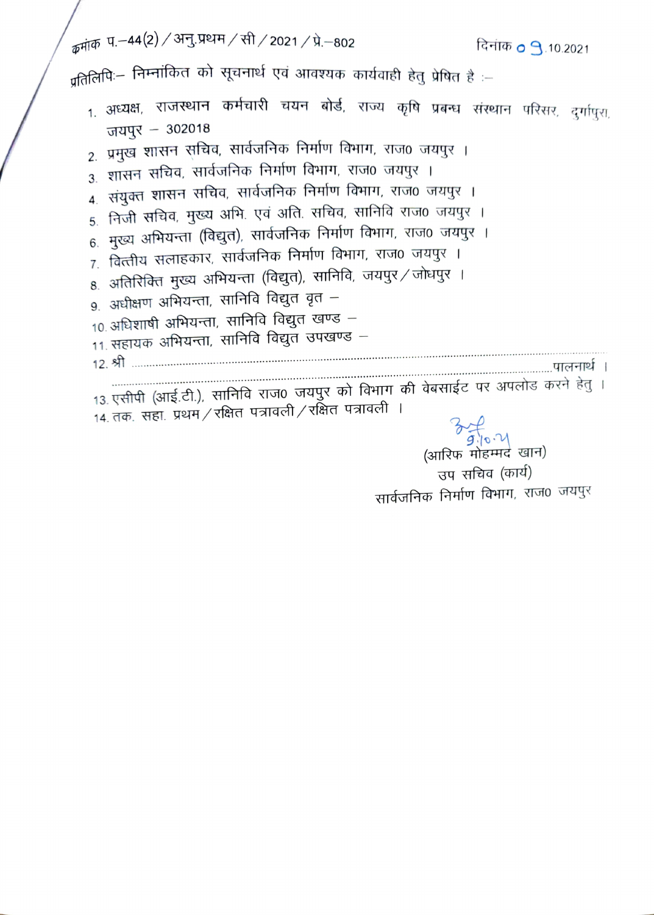क्रमांक प.–44(2) / अनु.प्रथम / सी / 2021 / प्रे.–802 दिनांक 09.10.2021

प्रतिलिपिः– निम्नांकित को सूचनार्थ एवं आवश्यक कार्यवाही हेतु प्रेषित है :–

1. अध्यक्ष, राजस्थान कर्मचारी चयन बोर्ड, राज्य कृषि प्रबन्ध संस्थान परिसर, दुर्गापुरा, जयपुर – 302018
2. प्रमुख शासन सचिव, सार्वजनिक निर्माण विभाग, राज0 जयपुर ।
3. शासन सचिव, सार्वजनिक निर्माण विभाग, राज0 जयपुर ।
4. संयुक्त शासन सचिव, सार्वजनिक निर्माण विभाग, राज0 जयपुर ।
5. निजी सचिव, मुख्य अभि. एवं अति. सचिव, सानिवि राज0 जयपुर ।
6. मुख्य अभियन्ता (विद्युत), सार्वजनिक निर्माण विभाग, राज0 जयपुर ।
7. वित्तीय सलाहकार, सार्वजनिक निर्माण विभाग, राज0 जयपुर ।
8. अतिरिक्त मुख्य अभियन्ता (विद्युत), सानिवि, जयपुर / जोधपुर ।
9. अधीक्षण अभियन्ता, सानिवि विद्युत वृत –
10. अधिशाषी अभियन्ता, सानिवि विद्युत खण्ड –
11. सहायक अभियन्ता, सानिवि विद्युत उपखण्ड –
12. श्री ............................................................................................................................पालनार्थ ।
13. एसीपी (आई.टी.), सानिवि राज0 जयपुर को विभाग की वेबसाईट पर अपलोड करने हेतु ।
14. तक. सहा. प्रथम / रक्षित पत्रावली / रक्षित पत्रावली ।

9.10.21

(आरिफ मोहम्मद खान)
उप सचिव (कार्य)
सार्वजनिक निर्माण विभाग, राज0 जयपुर